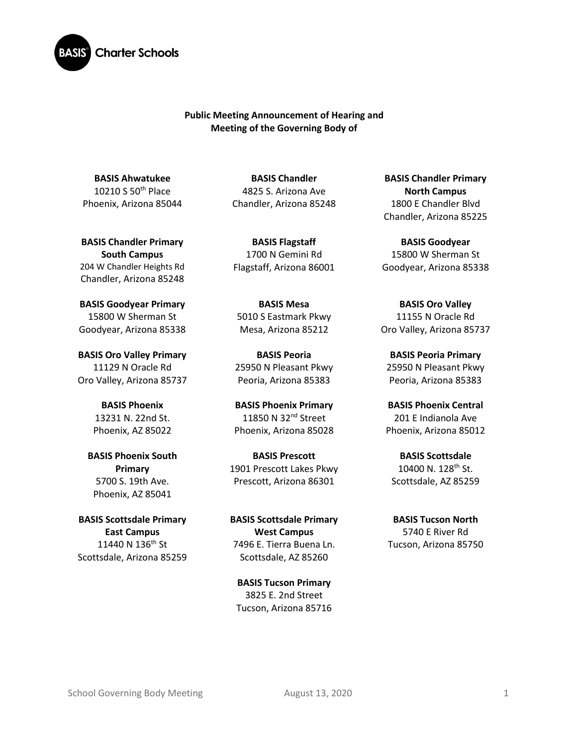BASIS Charter Schools

**Public Meeting Announcement of Hearing and Meeting of the Governing Body of**

**BASIS Ahwatukee**
10210 S 50th Place
Phoenix, Arizona 85044

**BASIS Chandler**
4825 S. Arizona Ave
Chandler, Arizona 85248

**BASIS Chandler Primary North Campus**
1800 E Chandler Blvd
Chandler, Arizona 85225

**BASIS Chandler Primary South Campus**
204 W Chandler Heights Rd
Chandler, Arizona 85248

**BASIS Flagstaff**
1700 N Gemini Rd
Flagstaff, Arizona 86001

**BASIS Goodyear**
15800 W Sherman St
Goodyear, Arizona 85338

**BASIS Goodyear Primary**
15800 W Sherman St
Goodyear, Arizona 85338

**BASIS Mesa**
5010 S Eastmark Pkwy
Mesa, Arizona 85212

**BASIS Oro Valley**
11155 N Oracle Rd
Oro Valley, Arizona 85737

**BASIS Oro Valley Primary**
11129 N Oracle Rd
Oro Valley, Arizona 85737

**BASIS Peoria**
25950 N Pleasant Pkwy
Peoria, Arizona 85383

**BASIS Peoria Primary**
25950 N Pleasant Pkwy
Peoria, Arizona 85383

**BASIS Phoenix**
13231 N. 22nd St.
Phoenix, AZ 85022

**BASIS Phoenix Primary**
11850 N 32nd Street
Phoenix, Arizona 85028

**BASIS Phoenix Central**
201 E Indianola Ave
Phoenix, Arizona 85012

**BASIS Phoenix South Primary**
5700 S. 19th Ave.
Phoenix, AZ 85041

**BASIS Prescott**
1901 Prescott Lakes Pkwy
Prescott, Arizona 86301

**BASIS Scottsdale**
10400 N. 128th St.
Scottsdale, AZ 85259

**BASIS Scottsdale Primary East Campus**
11440 N 136th St
Scottsdale, Arizona 85259

**BASIS Scottsdale Primary West Campus**
7496 E. Tierra Buena Ln.
Scottsdale, AZ 85260

**BASIS Tucson North**
5740 E River Rd
Tucson, Arizona 85750

**BASIS Tucson Primary**
3825 E. 2nd Street
Tucson, Arizona 85716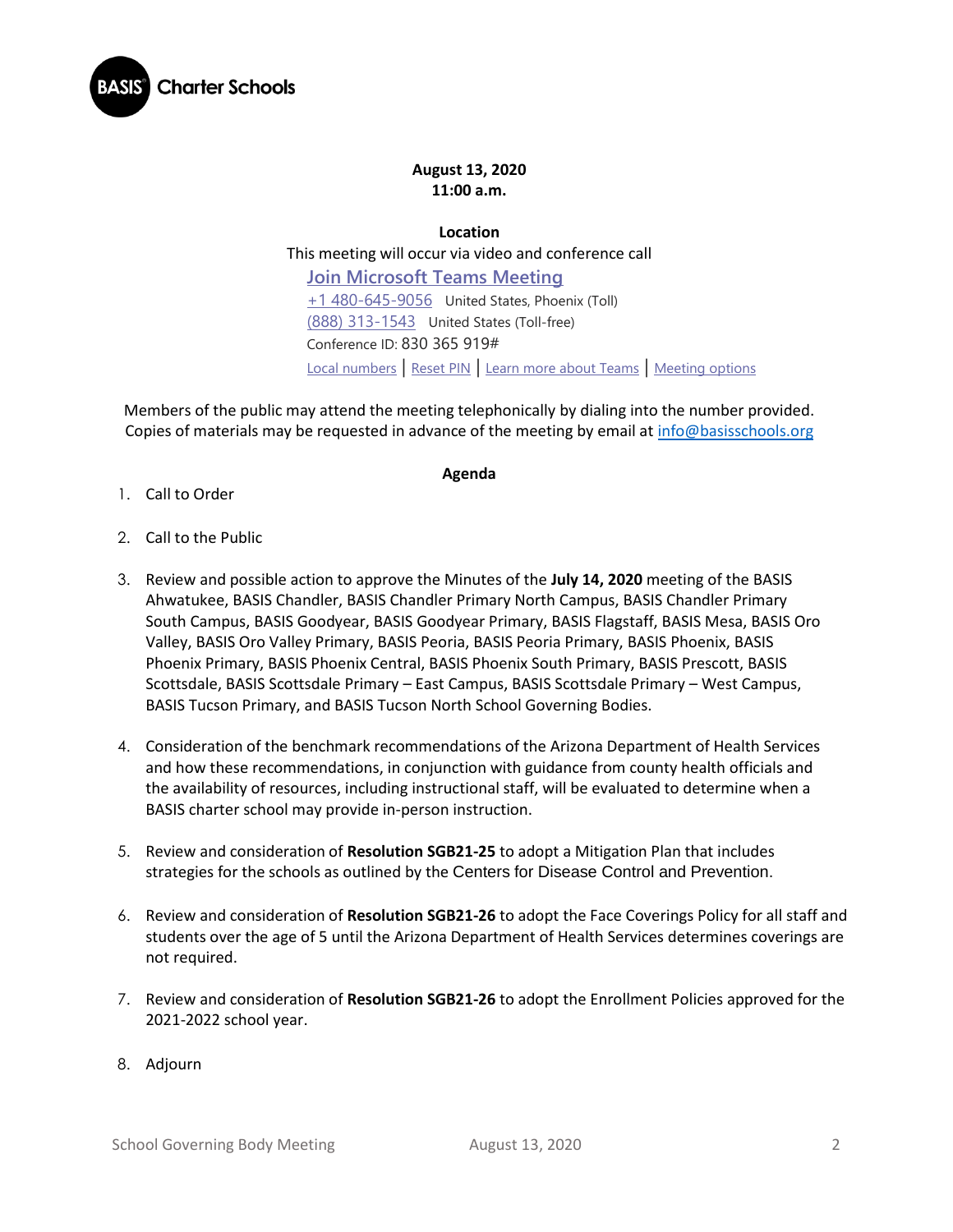**August 13, 2020**
**11:00 a.m.**

**Location**

This meeting will occur via video and conference call

Join Microsoft Teams Meeting

+1 480-645-9056 United States, Phoenix (Toll)

(888) 313-1543 United States (Toll-free)

Conference ID: 830 365 919#

Local numbers | Reset PIN | Learn more about Teams | Meeting options

Members of the public may attend the meeting telephonically by dialing into the number provided. Copies of materials may be requested in advance of the meeting by email at info@basisschools.org

**Agenda**

1. Call to Order

2. Call to the Public

3. Review and possible action to approve the Minutes of the **July 14, 2020** meeting of the BASIS Ahwatukee, BASIS Chandler, BASIS Chandler Primary North Campus, BASIS Chandler Primary South Campus, BASIS Goodyear, BASIS Goodyear Primary, BASIS Flagstaff, BASIS Mesa, BASIS Oro Valley, BASIS Oro Valley Primary, BASIS Peoria, BASIS Peoria Primary, BASIS Phoenix, BASIS Phoenix Primary, BASIS Phoenix Central, BASIS Phoenix South Primary, BASIS Prescott, BASIS Scottsdale, BASIS Scottsdale Primary – East Campus, BASIS Scottsdale Primary – West Campus, BASIS Tucson Primary, and BASIS Tucson North School Governing Bodies.

4. Consideration of the benchmark recommendations of the Arizona Department of Health Services and how these recommendations, in conjunction with guidance from county health officials and the availability of resources, including instructional staff, will be evaluated to determine when a BASIS charter school may provide in-person instruction.

5. Review and consideration of **Resolution SGB21-25** to adopt a Mitigation Plan that includes strategies for the schools as outlined by the Centers for Disease Control and Prevention.

6. Review and consideration of **Resolution SGB21-26** to adopt the Face Coverings Policy for all staff and students over the age of 5 until the Arizona Department of Health Services determines coverings are not required.

7. Review and consideration of **Resolution SGB21-26** to adopt the Enrollment Policies approved for the 2021-2022 school year.

8. Adjourn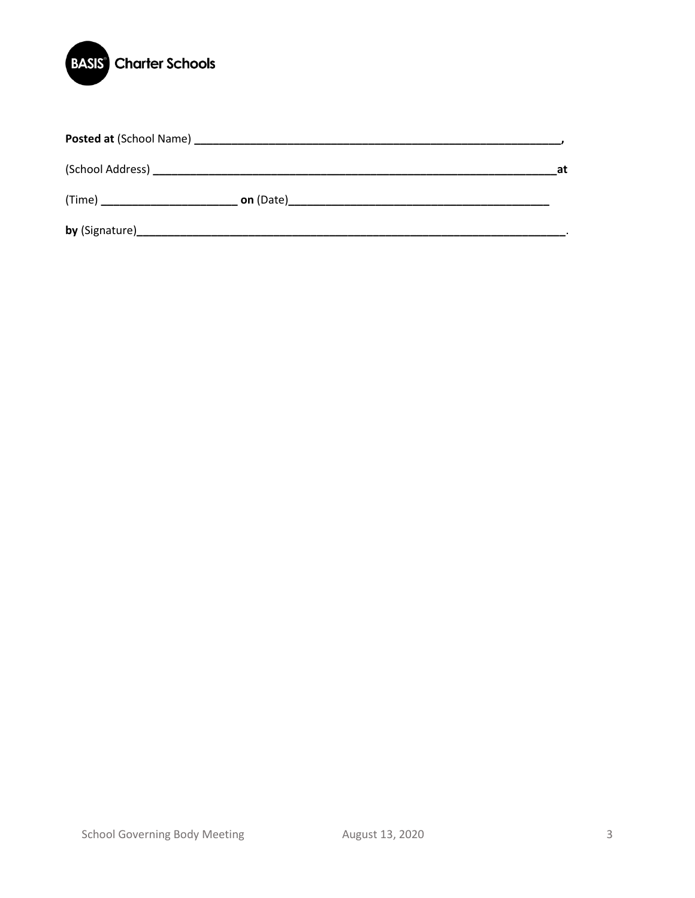**Posted at** (School Name) **\_\_\_\_\_\_\_\_\_\_\_\_\_\_\_\_\_\_\_\_\_\_\_\_\_\_\_\_\_\_\_\_\_\_\_\_\_\_\_\_\_\_\_\_\_\_\_\_\_\_\_\_\_\_\_\_\_\_\_\_\_\_,**

(School Address) **\_\_\_\_\_\_\_\_\_\_\_\_\_\_\_\_\_\_\_\_\_\_\_\_\_\_\_\_\_\_\_\_\_\_\_\_\_\_\_\_\_\_\_\_\_\_\_\_\_\_\_\_\_\_\_\_\_\_\_\_\_\_\_\_\_\_at**

(Time) **\_\_\_\_\_\_\_\_\_\_\_\_\_\_\_\_\_\_\_\_\_\_\_ on** (Date)**\_\_\_\_\_\_\_\_\_\_\_\_\_\_\_\_\_\_\_\_\_\_\_\_\_\_\_\_\_\_\_\_\_\_\_\_\_\_\_\_\_\_\_\_**

**by** (Signature)**\_\_\_\_\_\_\_\_\_\_\_\_\_\_\_\_\_\_\_\_\_\_\_\_\_\_\_\_\_\_\_\_\_\_\_\_\_\_\_\_\_\_\_\_\_\_\_\_\_\_\_\_\_\_\_\_\_\_\_\_\_\_\_\_\_\_\_\_\_\_\_\_\_**.